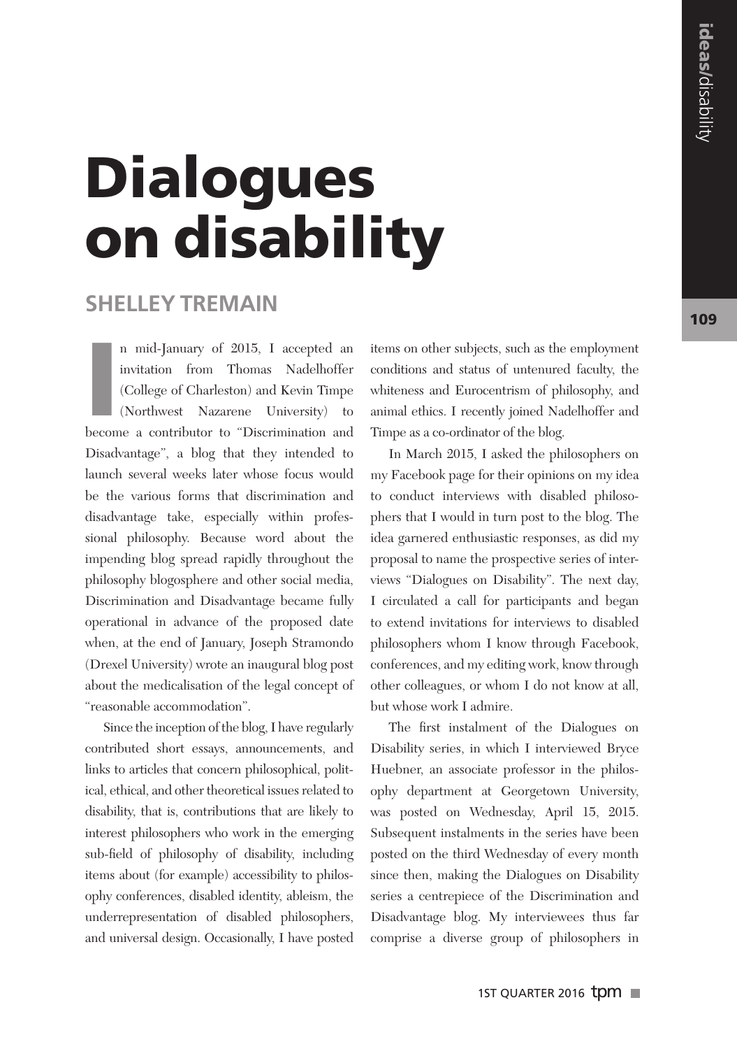# Dialogues on disability

## SHELLEY TREMAIN

In mid-January of 2015, I accepted an invitation from Thomas Nadelhoffer (College of Charleston) and Kevin Timpe (Northwest Nazarene University) to become a contributor to "Discrimination and Disadvantage", a blog that they intended to launch several weeks later whose focus would be the various forms that discrimination and disadvantage take, especially within professional philosophy. Because word about the impending blog spread rapidly throughout the philosophy blogosphere and other social media, Discrimination and Disadvantage became fully operational in advance of the proposed date when, at the end of January, Joseph Stramondo (Drexel University) wrote an inaugural blog post about the medicalisation of the legal concept of "reasonable accommodation".

Since the inception of the blog, I have regularly contributed short essays, announcements, and links to articles that concern philosophical, political, ethical, and other theoretical issues related to disability, that is, contributions that are likely to interest philosophers who work in the emerging sub-field of philosophy of disability, including items about (for example) accessibility to philosophy conferences, disabled identity, ableism, the underrepresentation of disabled philosophers, and universal design. Occasionally, I have posted items on other subjects, such as the employment conditions and status of untenured faculty, the whiteness and Eurocentrism of philosophy, and animal ethics. I recently joined Nadelhoffer and Timpe as a co-ordinator of the blog.

In March 2015, I asked the philosophers on my Facebook page for their opinions on my idea to conduct interviews with disabled philosophers that I would in turn post to the blog. The idea garnered enthusiastic responses, as did my proposal to name the prospective series of interviews "Dialogues on Disability". The next day, I circulated a call for participants and began to extend invitations for interviews to disabled philosophers whom I know through Facebook, conferences, and my editing work, know through other colleagues, or whom I do not know at all, but whose work I admire.

The first instalment of the Dialogues on Disability series, in which I interviewed Bryce Huebner, an associate professor in the philosophy department at Georgetown University, was posted on Wednesday, April 15, 2015. Subsequent instalments in the series have been posted on the third Wednesday of every month since then, making the Dialogues on Disability series a centrepiece of the Discrimination and Disadvantage blog. My interviewees thus far comprise a diverse group of philosophers in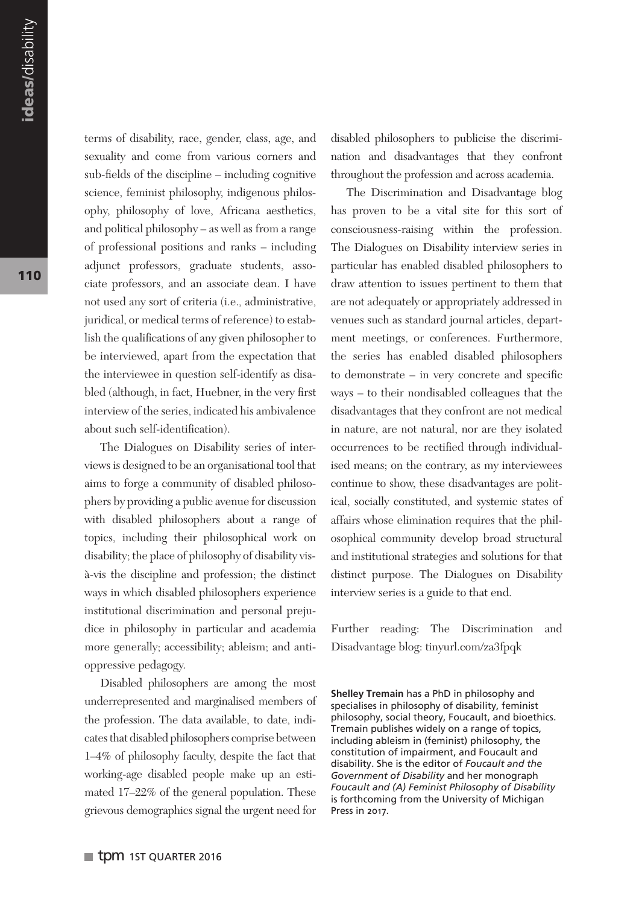terms of disability, race, gender, class, age, and sexuality and come from various corners and sub-fields of the discipline – including cognitive science, feminist philosophy, indigenous philosophy, philosophy of love, Africana aesthetics, and political philosophy – as well as from a range of professional positions and ranks – including adjunct professors, graduate students, associate professors, and an associate dean. I have not used any sort of criteria (i.e., administrative, juridical, or medical terms of reference) to establish the qualifications of any given philosopher to be interviewed, apart from the expectation that the interviewee in question self-identify as disabled (although, in fact, Huebner, in the very first interview of the series, indicated his ambivalence about such self-identification).

The Dialogues on Disability series of interviews is designed to be an organisational tool that aims to forge a community of disabled philosophers by providing a public avenue for discussion with disabled philosophers about a range of topics, including their philosophical work on disability; the place of philosophy of disability vis-à-vis the discipline and profession; the distinct ways in which disabled philosophers experience institutional discrimination and personal prejudice in philosophy in particular and academia more generally; accessibility; ableism; and anti-oppressive pedagogy.

Disabled philosophers are among the most underrepresented and marginalised members of the profession. The data available, to date, indicates that disabled philosophers comprise between 1–4% of philosophy faculty, despite the fact that working-age disabled people make up an estimated 17–22% of the general population. These grievous demographics signal the urgent need for disabled philosophers to publicise the discrimination and disadvantages that they confront throughout the profession and across academia.

The Discrimination and Disadvantage blog has proven to be a vital site for this sort of consciousness-raising within the profession. The Dialogues on Disability interview series in particular has enabled disabled philosophers to draw attention to issues pertinent to them that are not adequately or appropriately addressed in venues such as standard journal articles, department meetings, or conferences. Furthermore, the series has enabled disabled philosophers to demonstrate – in very concrete and specific ways – to their nondisabled colleagues that the disadvantages that they confront are not medical in nature, are not natural, nor are they isolated occurrences to be rectified through individualised means; on the contrary, as my interviewees continue to show, these disadvantages are political, socially constituted, and systemic states of affairs whose elimination requires that the philosophical community develop broad structural and institutional strategies and solutions for that distinct purpose. The Dialogues on Disability interview series is a guide to that end.

Further reading: The Discrimination and Disadvantage blog: tinyurl.com/za3fpqk

**Shelley Tremain** has a PhD in philosophy and specialises in philosophy of disability, feminist philosophy, social theory, Foucault, and bioethics. Tremain publishes widely on a range of topics, including ableism in (feminist) philosophy, the constitution of impairment, and Foucault and disability. She is the editor of *Foucault and the Government of Disability* and her monograph *Foucault and (A) Feminist Philosophy of Disability* is forthcoming from the University of Michigan Press in 2017.